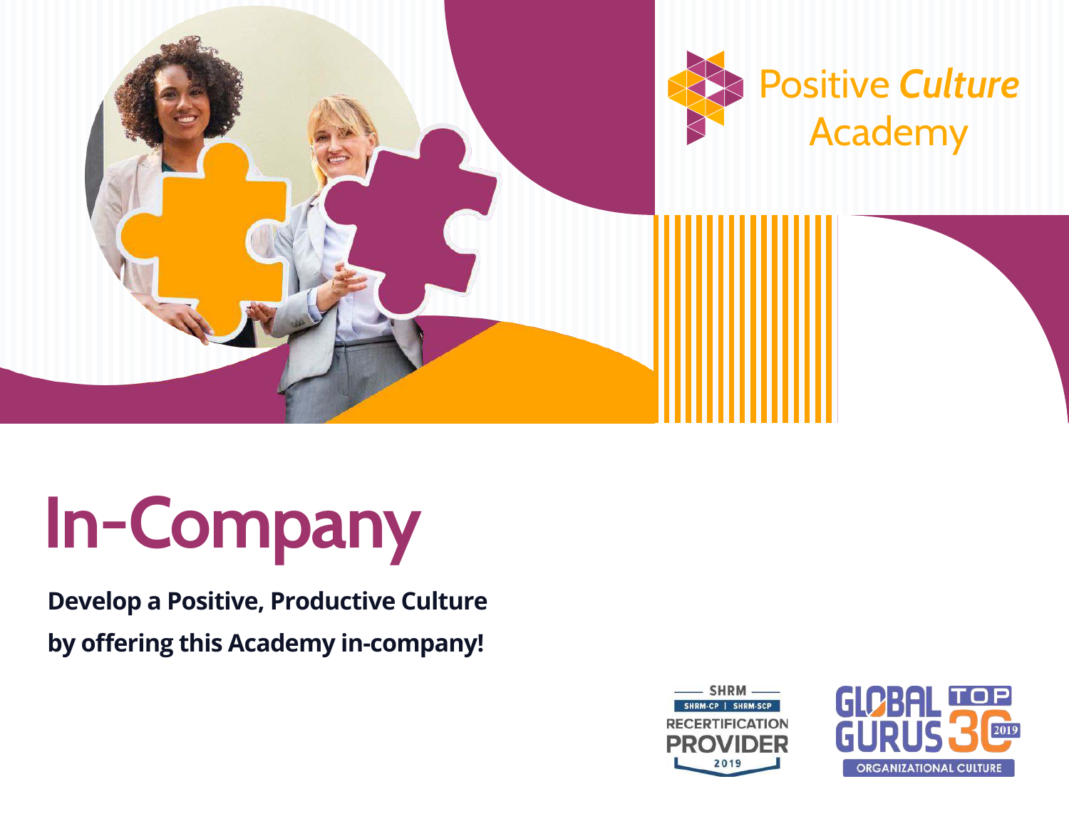Positive *Culture* Academy

# In-Company

**Develop a Positive, Productive Culture by offering this Academy in-company!**

SHRM SHRM-CP | SHRM-SCP RECERTIFICATION PROVIDER 2019

GLOBAL GURUS TOP 30 2019 ORGANIZATIONAL CULTURE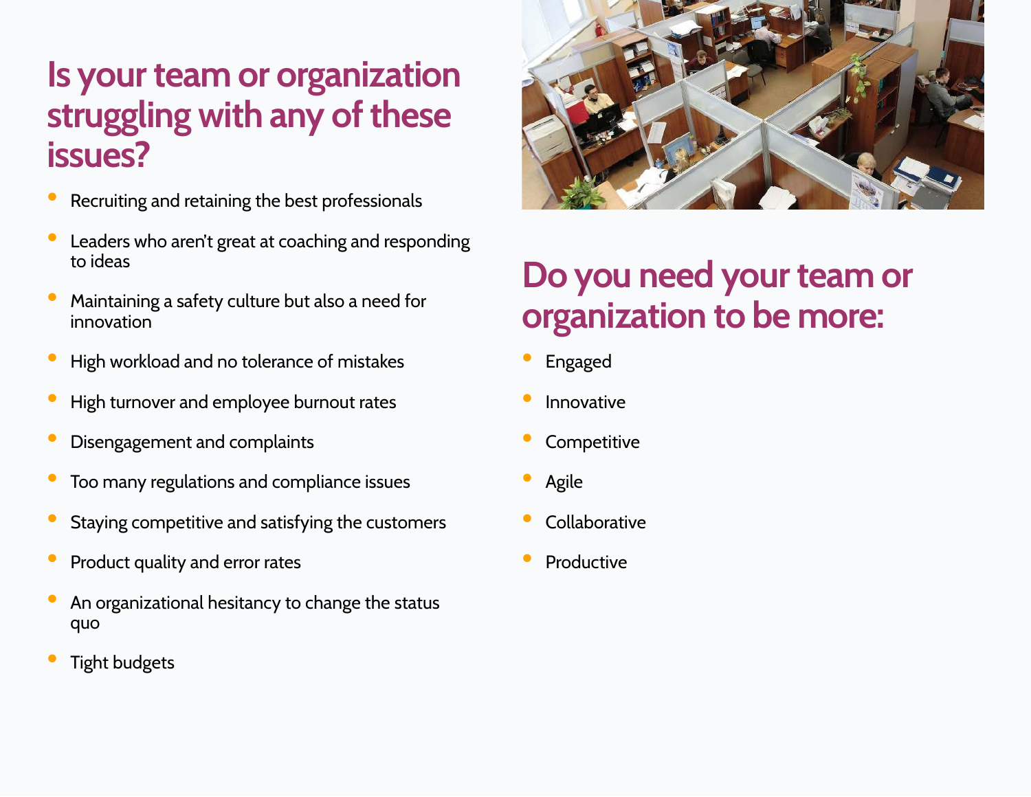## Is your team or organization struggling with any of these issues?

- Recruiting and retaining the best professionals
- Leaders who aren't great at coaching and responding to ideas
- Maintaining a safety culture but also a need for innovation
- High workload and no tolerance of mistakes
- High turnover and employee burnout rates
- Disengagement and complaints
- Too many regulations and compliance issues
- Staying competitive and satisfying the customers
- Product quality and error rates
- An organizational hesitancy to change the status quo
- Tight budgets

## Do you need your team or organization to be more:

- Engaged
- Innovative
- Competitive
- Agile
- Collaborative
- Productive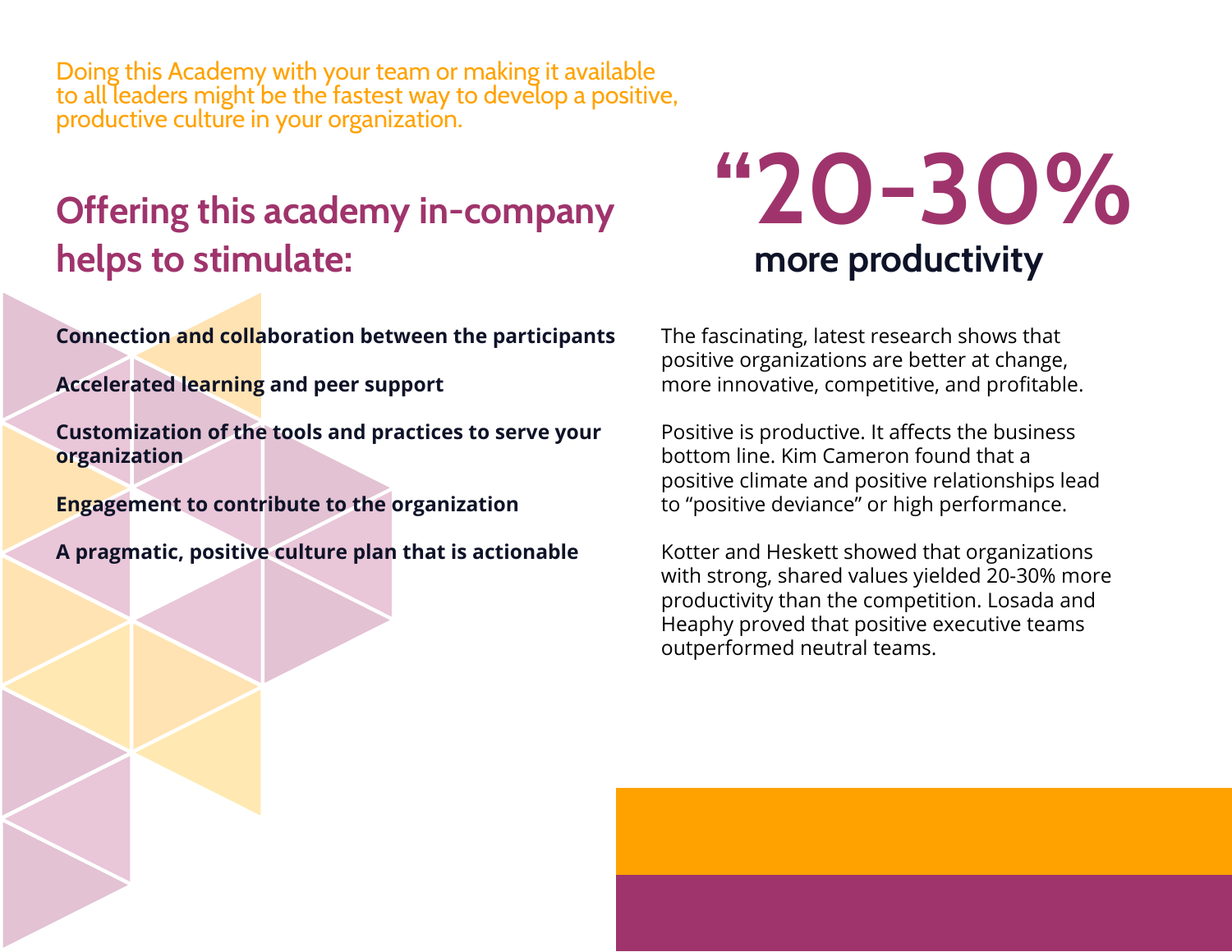Doing this Academy with your team or making it available to all leaders might be the fastest way to develop a positive, productive culture in your organization.

## Offering this academy in-company helps to stimulate:

**Connection and collaboration between the participants**

**Accelerated learning and peer support**

**Customization of the tools and practices to serve your organization**

**Engagement to contribute to the organization**

**A pragmatic, positive culture plan that is actionable**

# “20-30%

## more productivity

The fascinating, latest research shows that positive organizations are better at change, more innovative, competitive, and profitable.

Positive is productive. It affects the business bottom line. Kim Cameron found that a positive climate and positive relationships lead to “positive deviance” or high performance.

Kotter and Heskett showed that organizations with strong, shared values yielded 20-30% more productivity than the competition. Losada and Heaphy proved that positive executive teams outperformed neutral teams.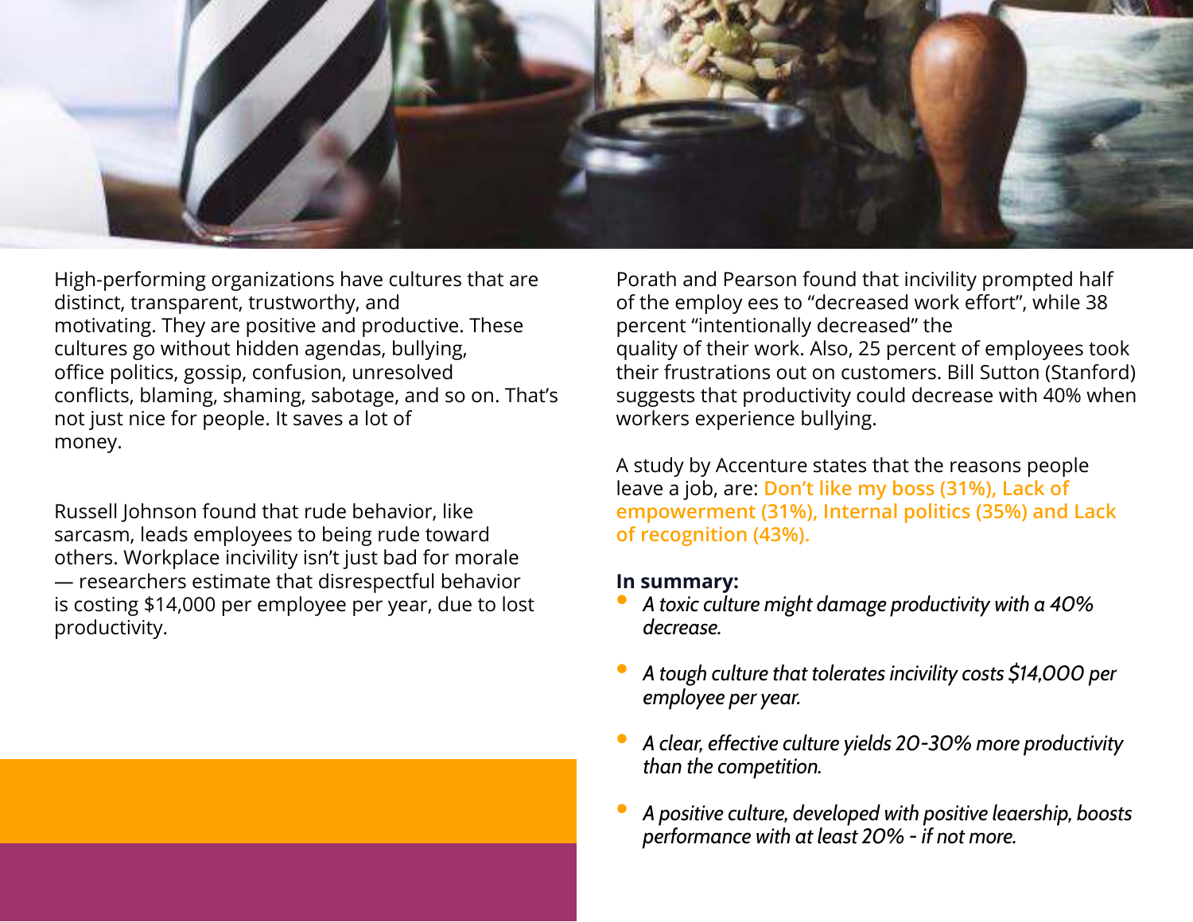High-performing organizations have cultures that are distinct, transparent, trustworthy, and motivating. They are positive and productive. These cultures go without hidden agendas, bullying, office politics, gossip, confusion, unresolved conflicts, blaming, shaming, sabotage, and so on. That's not just nice for people. It saves a lot of money.

Russell Johnson found that rude behavior, like sarcasm, leads employees to being rude toward others. Workplace incivility isn't just bad for morale — researchers estimate that disrespectful behavior is costing $14,000 per employee per year, due to lost productivity.

Porath and Pearson found that incivility prompted half of the employ ees to "decreased work effort", while 38 percent "intentionally decreased" the quality of their work. Also, 25 percent of employees took their frustrations out on customers. Bill Sutton (Stanford) suggests that productivity could decrease with 40% when workers experience bullying.

A study by Accenture states that the reasons people leave a job, are: **Don't like my boss (31%), Lack of empowerment (31%), Internal politics (35%) and Lack of recognition (43%).**

**In summary:**

- *A toxic culture might damage productivity with a 40% decrease.*
- *A tough culture that tolerates incivility costs $14,000 per employee per year.*
- *A clear, effective culture yields 20-30% more productivity than the competition.*
- *A positive culture, developed with positive leaership, boosts performance with at least 20% - if not more.*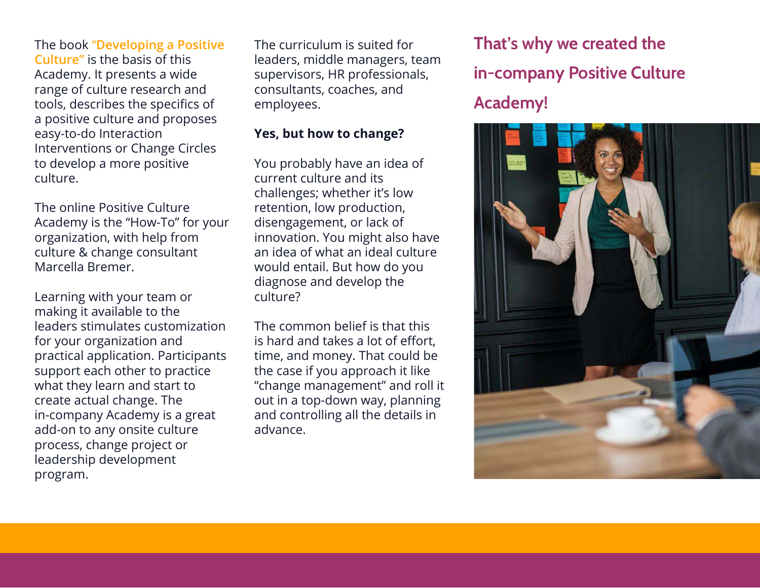The book **"Developing a Positive Culture"** is the basis of this Academy. It presents a wide range of culture research and tools, describes the specifics of a positive culture and proposes easy-to-do Interaction Interventions or Change Circles to develop a more positive culture.

The online Positive Culture Academy is the "How-To" for your organization, with help from culture & change consultant Marcella Bremer.

Learning with your team or making it available to the leaders stimulates customization for your organization and practical application. Participants support each other to practice what they learn and start to create actual change. The in-company Academy is a great add-on to any onsite culture process, change project or leadership development program.

The curriculum is suited for leaders, middle managers, team supervisors, HR professionals, consultants, coaches, and employees.

**Yes, but how to change?**

You probably have an idea of current culture and its challenges; whether it's low retention, low production, disengagement, or lack of innovation. You might also have an idea of what an ideal culture would entail. But how do you diagnose and develop the culture?

The common belief is that this is hard and takes a lot of effort, time, and money. That could be the case if you approach it like "change management" and roll it out in a top-down way, planning and controlling all the details in advance.

## That's why we created the in-company Positive Culture Academy!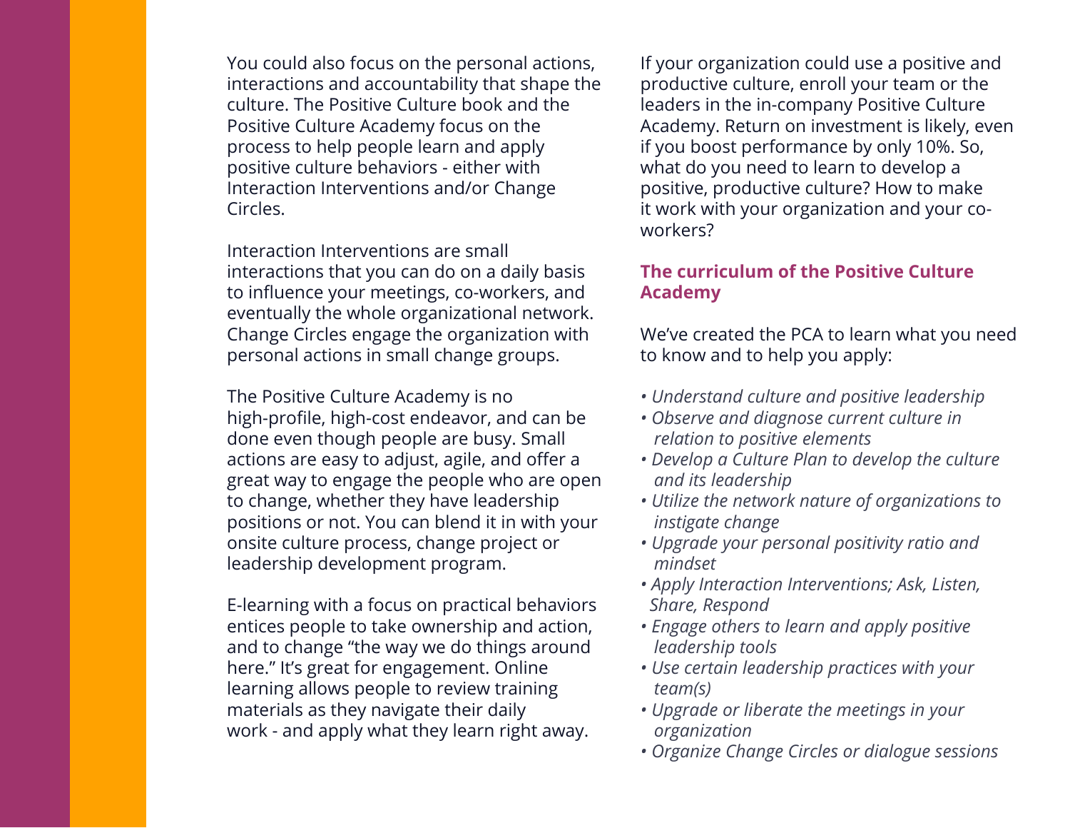You could also focus on the personal actions, interactions and accountability that shape the culture. The Positive Culture book and the Positive Culture Academy focus on the process to help people learn and apply positive culture behaviors - either with Interaction Interventions and/or Change Circles.

Interaction Interventions are small interactions that you can do on a daily basis to influence your meetings, co-workers, and eventually the whole organizational network. Change Circles engage the organization with personal actions in small change groups.

The Positive Culture Academy is no high-profile, high-cost endeavor, and can be done even though people are busy. Small actions are easy to adjust, agile, and offer a great way to engage the people who are open to change, whether they have leadership positions or not. You can blend it in with your onsite culture process, change project or leadership development program.

E-learning with a focus on practical behaviors entices people to take ownership and action, and to change “the way we do things around here.” It’s great for engagement. Online learning allows people to review training materials as they navigate their daily work - and apply what they learn right away.

If your organization could use a positive and productive culture, enroll your team or the leaders in the in-company Positive Culture Academy. Return on investment is likely, even if you boost performance by only 10%. So, what do you need to learn to develop a positive, productive culture? How to make it work with your organization and your co-workers?

## The curriculum of the Positive Culture Academy

We’ve created the PCA to learn what you need to know and to help you apply:

- *Understand culture and positive leadership*
- *Observe and diagnose current culture in relation to positive elements*
- *Develop a Culture Plan to develop the culture and its leadership*
- *Utilize the network nature of organizations to instigate change*
- *Upgrade your personal positivity ratio and mindset*
- *Apply Interaction Interventions; Ask, Listen, Share, Respond*
- *Engage others to learn and apply positive leadership tools*
- *Use certain leadership practices with your team(s)*
- *Upgrade or liberate the meetings in your organization*
- *Organize Change Circles or dialogue sessions*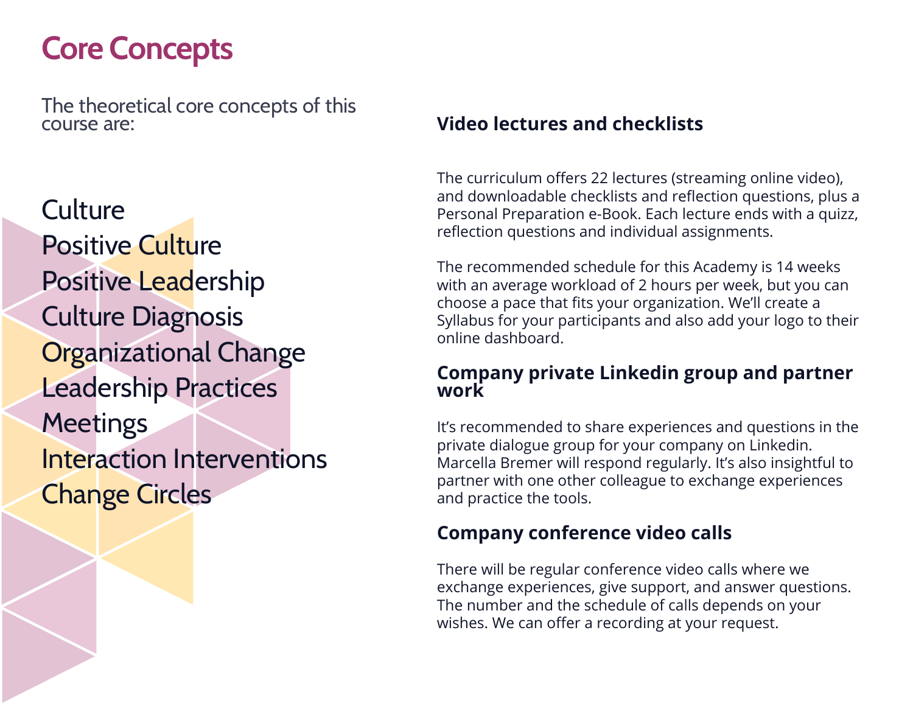# Core Concepts

The theoretical core concepts of this course are:

Culture
Positive Culture
Positive Leadership
Culture Diagnosis
Organizational Change
Leadership Practices
Meetings
Interaction Interventions
Change Circles

### Video lectures and checklists

The curriculum offers 22 lectures (streaming online video), and downloadable checklists and reflection questions, plus a Personal Preparation e-Book. Each lecture ends with a quizz, reflection questions and individual assignments.

The recommended schedule for this Academy is 14 weeks with an average workload of 2 hours per week, but you can choose a pace that fits your organization. We'll create a Syllabus for your participants and also add your logo to their online dashboard.

### Company private Linkedin group and partner work

It's recommended to share experiences and questions in the private dialogue group for your company on Linkedin. Marcella Bremer will respond regularly. It's also insightful to partner with one other colleague to exchange experiences and practice the tools.

### Company conference video calls

There will be regular conference video calls where we exchange experiences, give support, and answer questions. The number and the schedule of calls depends on your wishes. We can offer a recording at your request.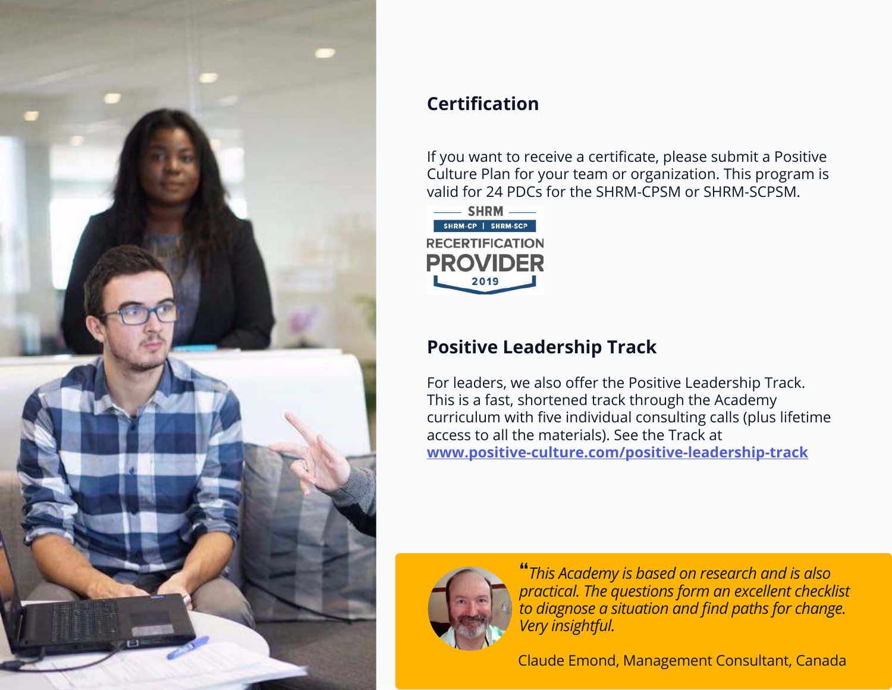## Certification

If you want to receive a certificate, please submit a Positive Culture Plan for your team or organization. This program is valid for 24 PDCs for the SHRM-CPSM or SHRM-SCPSM.

SHRM
SHRM-CP | SHRM-SCP
RECERTIFICATION
PROVIDER
2019

## Positive Leadership Track

For leaders, we also offer the Positive Leadership Track. This is a fast, shortened track through the Academy curriculum with five individual consulting calls (plus lifetime access to all the materials). See the Track at **www.positive-culture.com/positive-leadership-track**

*"This Academy is based on research and is also practical. The questions form an excellent checklist to diagnose a situation and find paths for change. Very insightful.*

Claude Emond, Management Consultant, Canada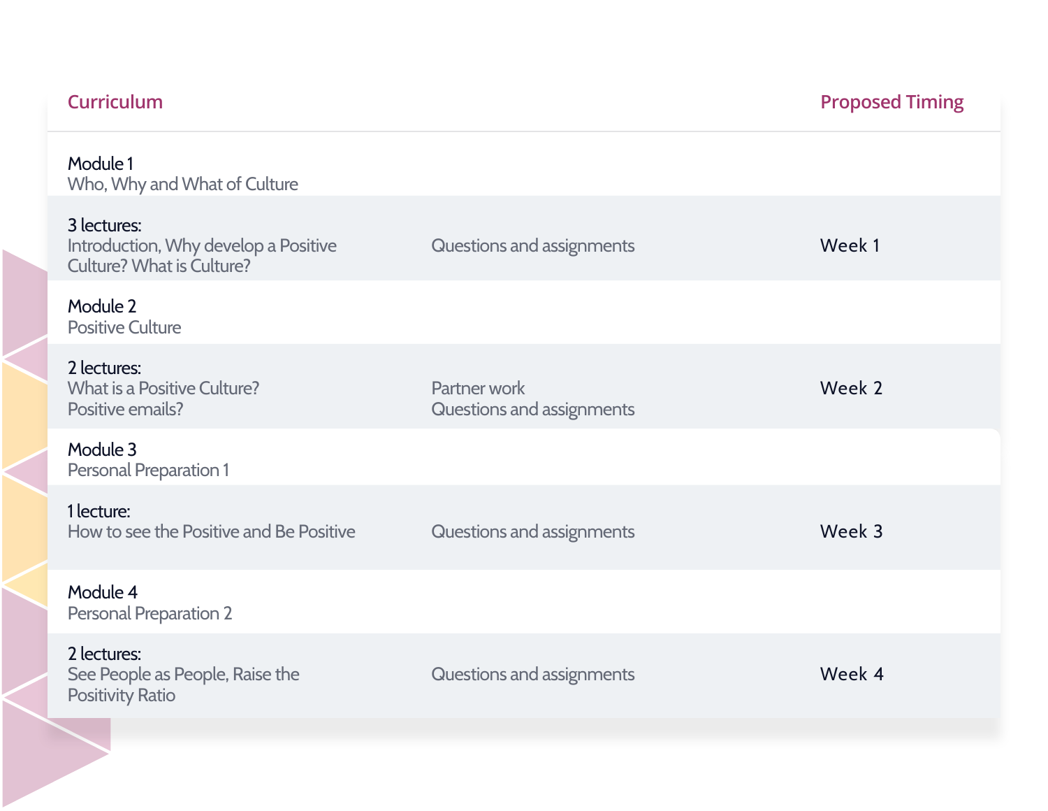| Curriculum | | Proposed Timing |
| --- | --- | --- |
| **Module 1**<br>Who, Why and What of Culture | | |
| **3 lectures:**<br>Introduction, Why develop a Positive Culture? What is Culture? | Questions and assignments | Week 1 |
| **Module 2**<br>Positive Culture | | |
| **2 lectures:**<br>What is a Positive Culture?<br>Positive emails? | Partner work<br>Questions and assignments | Week 2 |
| **Module 3**<br>Personal Preparation 1 | | |
| **1 lecture:**<br>How to see the Positive and Be Positive | Questions and assignments | Week 3 |
| **Module 4**<br>Personal Preparation 2 | | |
| **2 lectures:**<br>See People as People, Raise the Positivity Ratio | Questions and assignments | Week 4 |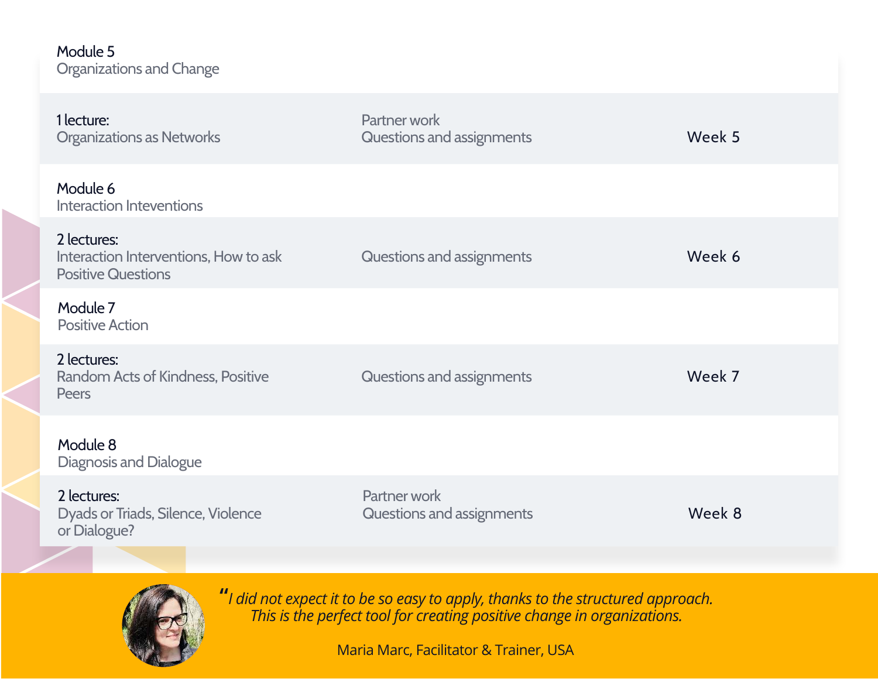**Module 5**
Organizations and Change

| | | |
|---|---|---|
| **1 lecture:** Organizations as Networks | Partner work<br>Questions and assignments | Week 5 |

**Module 6**
Interaction Inteventions

| | | |
|---|---|---|
| **2 lectures:** Interaction Interventions, How to ask Positive Questions | Questions and assignments | Week 6 |

**Module 7**
Positive Action

| | | |
|---|---|---|
| **2 lectures:** Random Acts of Kindness, Positive Peers | Questions and assignments | Week 7 |

**Module 8**
Diagnosis and Dialogue

| | | |
|---|---|---|
| **2 lectures:** Dyads or Triads, Silence, Violence or Dialogue? | Partner work<br>Questions and assignments | Week 8 |

> *"I did not expect it to be so easy to apply, thanks to the structured approach. This is the perfect tool for creating positive change in organizations.*
>
> Maria Marc, Facilitator & Trainer, USA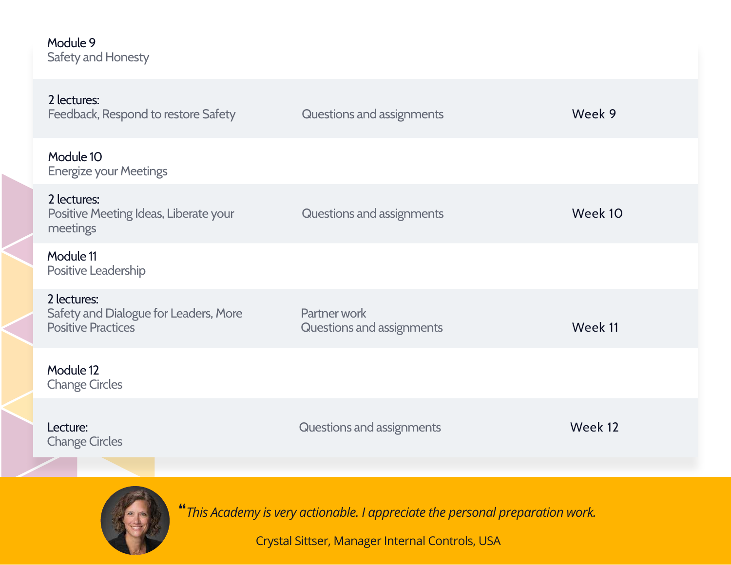**Module 9**
Safety and Honesty

| | | |
|---|---|---|
| **2 lectures:** Feedback, Respond to restore Safety | Questions and assignments | Week 9 |

**Module 10**
Energize your Meetings

| | | |
|---|---|---|
| **2 lectures:** Positive Meeting Ideas, Liberate your meetings | Questions and assignments | Week 10 |

**Module 11**
Positive Leadership

| | | |
|---|---|---|
| **2 lectures:** Safety and Dialogue for Leaders, More Positive Practices | Partner work<br>Questions and assignments | Week 11 |

**Module 12**
Change Circles

| | | |
|---|---|---|
| **Lecture:** Change Circles | Questions and assignments | Week 12 |

*"This Academy is very actionable. I appreciate the personal preparation work.*

Crystal Sittser, Manager Internal Controls, USA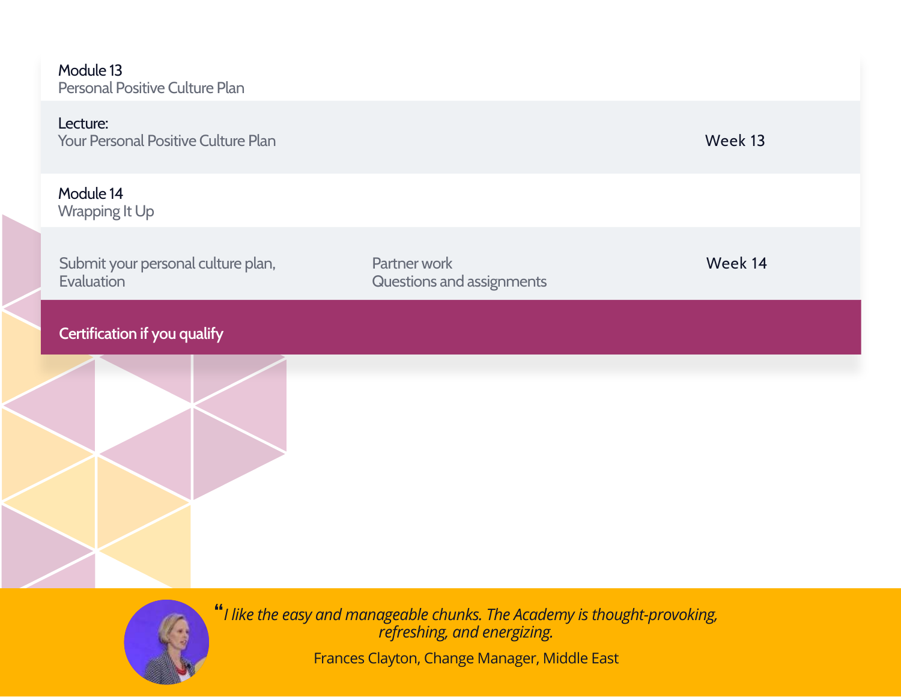**Module 13**
Personal Positive Culture Plan

| | | |
|---|---|---|
| **Lecture:** Your Personal Positive Culture Plan | | Week 13 |

**Module 14**
Wrapping It Up

| | | |
|---|---|---|
| Submit your personal culture plan, Evaluation | Partner work Questions and assignments | Week 14 |

**Certification if you qualify**

> *"I like the easy and manageable chunks. The Academy is thought-provoking, refreshing, and energizing.*
>
> Frances Clayton, Change Manager, Middle East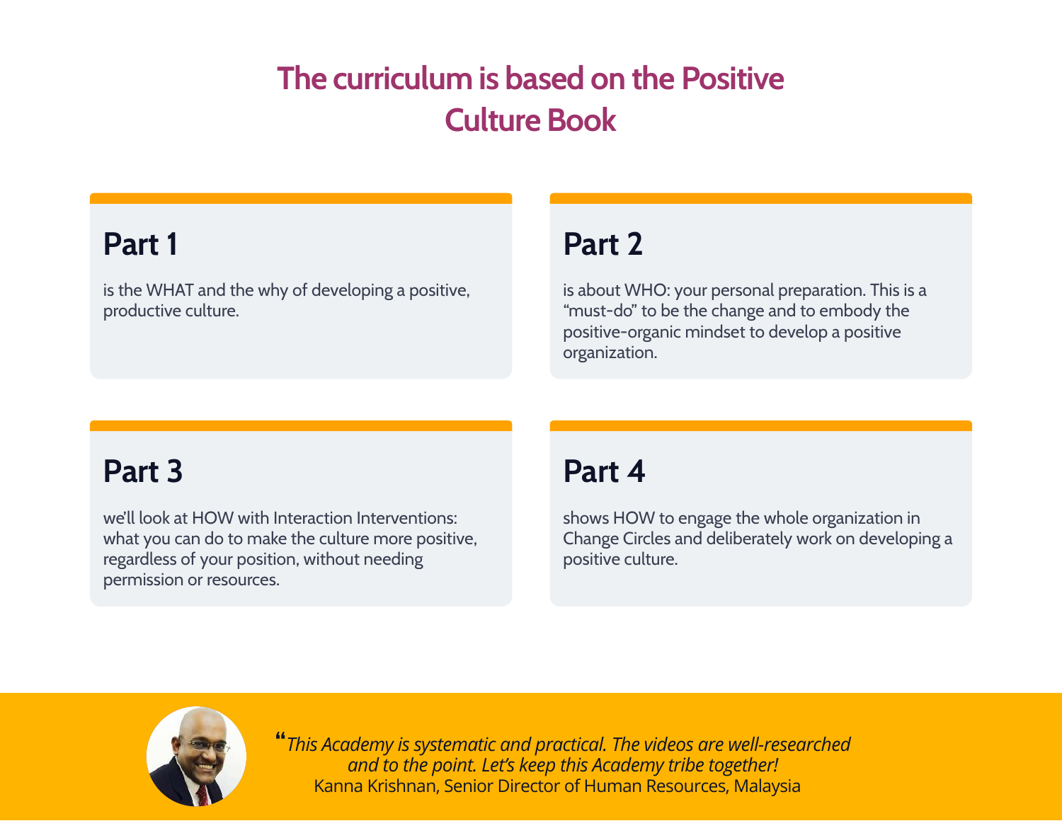# The curriculum is based on the Positive Culture Book

## Part 1

is the WHAT and the why of developing a positive, productive culture.

## Part 2

is about WHO: your personal preparation. This is a "must-do" to be the change and to embody the positive-organic mindset to develop a positive organization.

## Part 3

we'll look at HOW with Interaction Interventions: what you can do to make the culture more positive, regardless of your position, without needing permission or resources.

## Part 4

shows HOW to engage the whole organization in Change Circles and deliberately work on developing a positive culture.

*"This Academy is systematic and practical. The videos are well-researched and to the point. Let's keep this Academy tribe together!*

Kanna Krishnan, Senior Director of Human Resources, Malaysia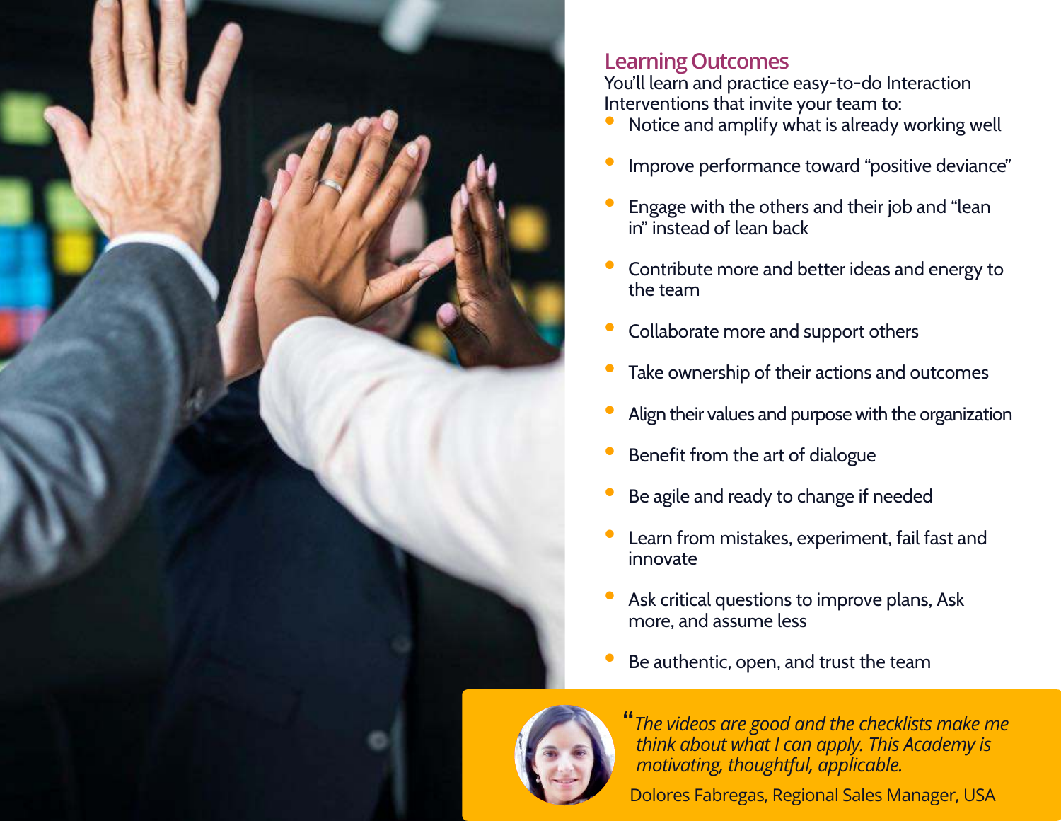## Learning Outcomes

You'll learn and practice easy-to-do Interaction Interventions that invite your team to:

- Notice and amplify what is already working well
- Improve performance toward "positive deviance"
- Engage with the others and their job and "lean in" instead of lean back
- Contribute more and better ideas and energy to the team
- Collaborate more and support others
- Take ownership of their actions and outcomes
- Align their values and purpose with the organization
- Benefit from the art of dialogue
- Be agile and ready to change if needed
- Learn from mistakes, experiment, fail fast and innovate
- Ask critical questions to improve plans, Ask more, and assume less
- Be authentic, open, and trust the team

> *"The videos are good and the checklists make me think about what I can apply. This Academy is motivating, thoughtful, applicable.*
>
> Dolores Fabregas, Regional Sales Manager, USA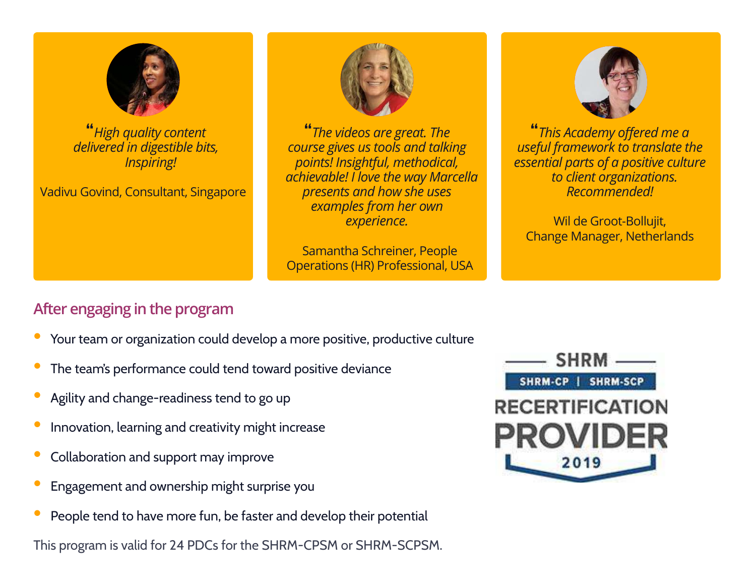> *"High quality content delivered in digestible bits, Inspiring!*
>
> Vadivu Govind, Consultant, Singapore

> *"The videos are great. The course gives us tools and talking points! Insightful, methodical, achievable! I love the way Marcella presents and how she uses examples from her own experience.*
>
> Samantha Schreiner, People Operations (HR) Professional, USA

> *"This Academy offered me a useful framework to translate the essential parts of a positive culture to client organizations. Recommended!*
>
> Wil de Groot-Bollujit, Change Manager, Netherlands

## After engaging in the program

- Your team or organization could develop a more positive, productive culture
- The team's performance could tend toward positive deviance
- Agility and change-readiness tend to go up
- Innovation, learning and creativity might increase
- Collaboration and support may improve
- Engagement and ownership might surprise you
- People tend to have more fun, be faster and develop their potential

This program is valid for 24 PDCs for the SHRM-CPSM or SHRM-SCPSM.

SHRM
SHRM-CP | SHRM-SCP
RECERTIFICATION PROVIDER
2019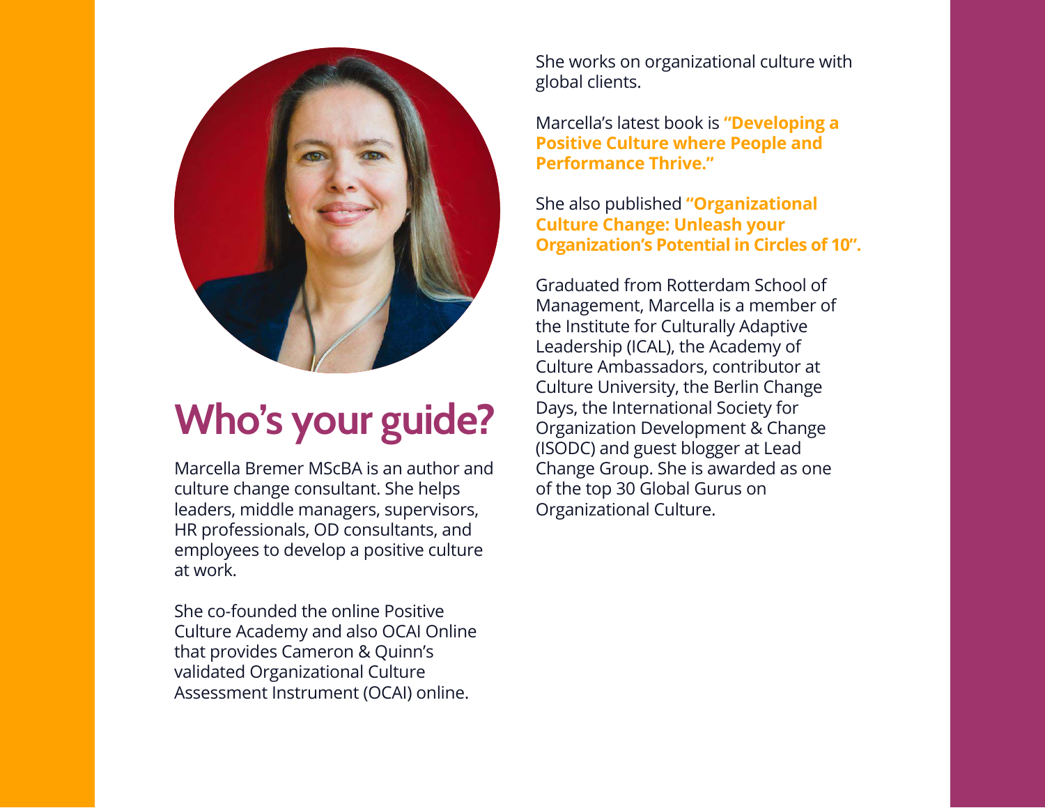# Who's your guide?

Marcella Bremer MScBA is an author and culture change consultant. She helps leaders, middle managers, supervisors, HR professionals, OD consultants, and employees to develop a positive culture at work.

She co-founded the online Positive Culture Academy and also OCAI Online that provides Cameron & Quinn's validated Organizational Culture Assessment Instrument (OCAI) online.

She works on organizational culture with global clients.

Marcella's latest book is **"Developing a Positive Culture where People and Performance Thrive."**

She also published **"Organizational Culture Change: Unleash your Organization's Potential in Circles of 10".**

Graduated from Rotterdam School of Management, Marcella is a member of the Institute for Culturally Adaptive Leadership (ICAL), the Academy of Culture Ambassadors, contributor at Culture University, the Berlin Change Days, the International Society for Organization Development & Change (ISODC) and guest blogger at Lead Change Group. She is awarded as one of the top 30 Global Gurus on Organizational Culture.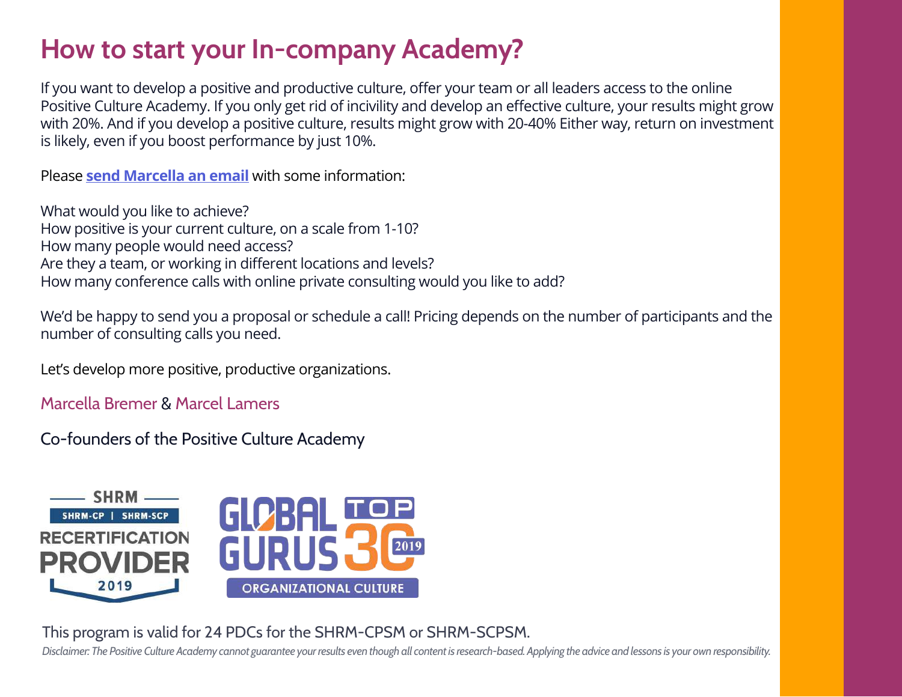# How to start your In-company Academy?

If you want to develop a positive and productive culture, offer your team or all leaders access to the online Positive Culture Academy. If you only get rid of incivility and develop an effective culture, your results might grow with 20%. And if you develop a positive culture, results might grow with 20-40% Either way, return on investment is likely, even if you boost performance by just 10%.

Please **send Marcella an email** with some information:

What would you like to achieve?
How positive is your current culture, on a scale from 1-10?
How many people would need access?
Are they a team, or working in different locations and levels?
How many conference calls with online private consulting would you like to add?

We'd be happy to send you a proposal or schedule a call! Pricing depends on the number of participants and the number of consulting calls you need.

Let's develop more positive, productive organizations.

Marcella Bremer & Marcel Lamers

Co-founders of the Positive Culture Academy

SHRM
SHRM-CP | SHRM-SCP
RECERTIFICATION PROVIDER
2019

GLOBAL GURUS TOP 30 2019
ORGANIZATIONAL CULTURE

This program is valid for 24 PDCs for the SHRM-CPSM or SHRM-SCPSM.

*Disclaimer: The Positive Culture Academy cannot guarantee your results even though all content is research-based. Applying the advice and lessons is your own responsibility.*